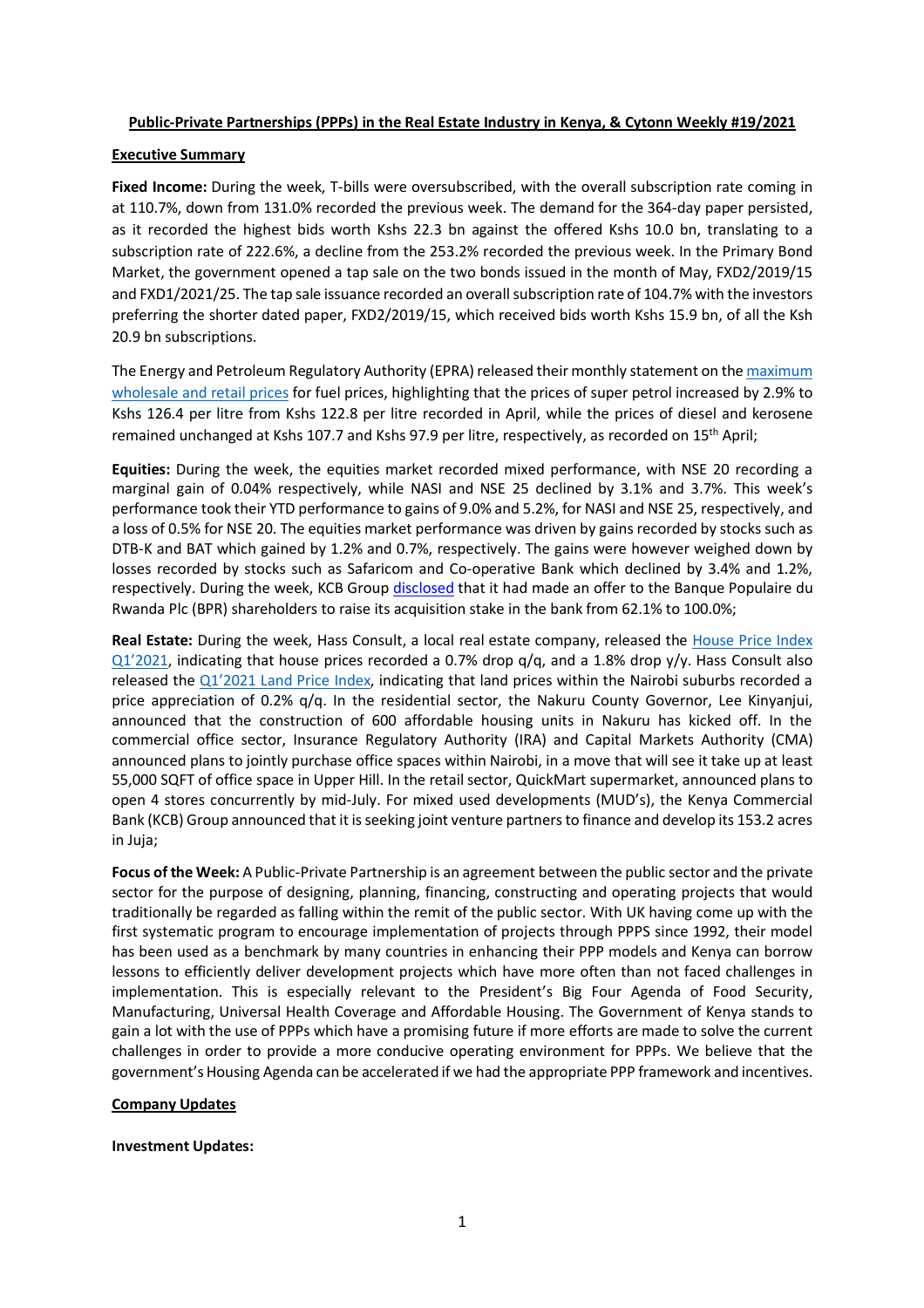**Public-Private Partnerships (PPPs) in the Real Estate Industry in Kenya, & Cytonn Weekly #19/2021**

**Executive Summary**

**Fixed Income:** During the week, T-bills were oversubscribed, with the overall subscription rate coming in at 110.7%, down from 131.0% recorded the previous week. The demand for the 364-day paper persisted, as it recorded the highest bids worth Kshs 22.3 bn against the offered Kshs 10.0 bn, translating to a subscription rate of 222.6%, a decline from the 253.2% recorded the previous week. In the Primary Bond Market, the government opened a tap sale on the two bonds issued in the month of May, FXD2/2019/15 and FXD1/2021/25. The tap sale issuance recorded an overall subscription rate of 104.7% with the investors preferring the shorter dated paper, FXD2/2019/15, which received bids worth Kshs 15.9 bn, of all the Ksh 20.9 bn subscriptions.

The Energy and Petroleum Regulatory Authority (EPRA) released their monthly statement on the maximum wholesale and retail prices for fuel prices, highlighting that the prices of super petrol increased by 2.9% to Kshs 126.4 per litre from Kshs 122.8 per litre recorded in April, while the prices of diesel and kerosene remained unchanged at Kshs 107.7 and Kshs 97.9 per litre, respectively, as recorded on 15th April;

**Equities:** During the week, the equities market recorded mixed performance, with NSE 20 recording a marginal gain of 0.04% respectively, while NASI and NSE 25 declined by 3.1% and 3.7%. This week's performance took their YTD performance to gains of 9.0% and 5.2%, for NASI and NSE 25, respectively, and a loss of 0.5% for NSE 20. The equities market performance was driven by gains recorded by stocks such as DTB-K and BAT which gained by 1.2% and 0.7%, respectively. The gains were however weighed down by losses recorded by stocks such as Safaricom and Co-operative Bank which declined by 3.4% and 1.2%, respectively. During the week, KCB Group disclosed that it had made an offer to the Banque Populaire du Rwanda Plc (BPR) shareholders to raise its acquisition stake in the bank from 62.1% to 100.0%;

**Real Estate:** During the week, Hass Consult, a local real estate company, released the House Price Index Q1'2021, indicating that house prices recorded a 0.7% drop q/q, and a 1.8% drop y/y. Hass Consult also released the Q1'2021 Land Price Index, indicating that land prices within the Nairobi suburbs recorded a price appreciation of 0.2% q/q. In the residential sector, the Nakuru County Governor, Lee Kinyanjui, announced that the construction of 600 affordable housing units in Nakuru has kicked off. In the commercial office sector, Insurance Regulatory Authority (IRA) and Capital Markets Authority (CMA) announced plans to jointly purchase office spaces within Nairobi, in a move that will see it take up at least 55,000 SQFT of office space in Upper Hill. In the retail sector, QuickMart supermarket, announced plans to open 4 stores concurrently by mid-July. For mixed used developments (MUD's), the Kenya Commercial Bank (KCB) Group announced that it is seeking joint venture partners to finance and develop its 153.2 acres in Juja;

**Focus of the Week:** A Public-Private Partnership is an agreement between the public sector and the private sector for the purpose of designing, planning, financing, constructing and operating projects that would traditionally be regarded as falling within the remit of the public sector. With UK having come up with the first systematic program to encourage implementation of projects through PPPS since 1992, their model has been used as a benchmark by many countries in enhancing their PPP models and Kenya can borrow lessons to efficiently deliver development projects which have more often than not faced challenges in implementation. This is especially relevant to the President's Big Four Agenda of Food Security, Manufacturing, Universal Health Coverage and Affordable Housing. The Government of Kenya stands to gain a lot with the use of PPPs which have a promising future if more efforts are made to solve the current challenges in order to provide a more conducive operating environment for PPPs. We believe that the government's Housing Agenda can be accelerated if we had the appropriate PPP framework and incentives.

**Company Updates**

**Investment Updates:**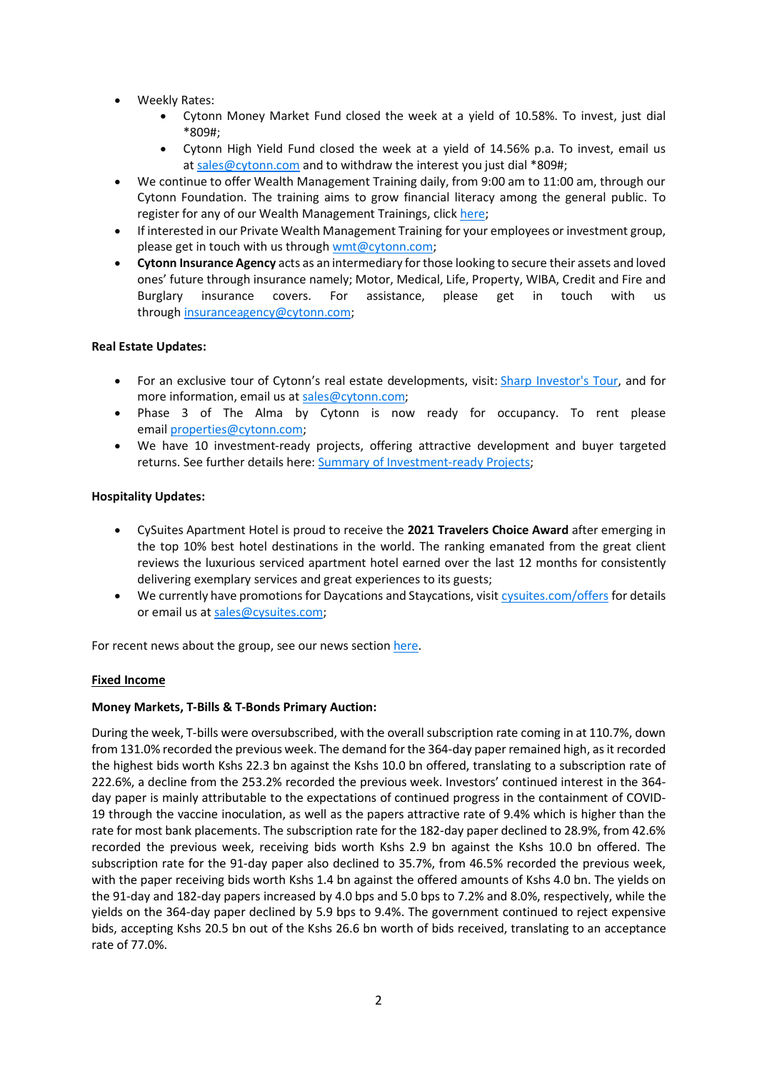- Weekly Rates:
    - Cytonn Money Market Fund closed the week at a yield of 10.58%. To invest, just dial *809#;
    - Cytonn High Yield Fund closed the week at a yield of 14.56% p.a. To invest, email us at sales@cytonn.com and to withdraw the interest you just dial *809#;
- We continue to offer Wealth Management Training daily, from 9:00 am to 11:00 am, through our Cytonn Foundation. The training aims to grow financial literacy among the general public. To register for any of our Wealth Management Trainings, click here;
- If interested in our Private Wealth Management Training for your employees or investment group, please get in touch with us through wmt@cytonn.com;
- **Cytonn Insurance Agency** acts as an intermediary for those looking to secure their assets and loved ones' future through insurance namely; Motor, Medical, Life, Property, WIBA, Credit and Fire and Burglary insurance covers. For assistance, please get in touch with us through insuranceagency@cytonn.com;

**Real Estate Updates:**

- For an exclusive tour of Cytonn's real estate developments, visit: Sharp Investor's Tour, and for more information, email us at sales@cytonn.com;
- Phase 3 of The Alma by Cytonn is now ready for occupancy. To rent please email properties@cytonn.com;
- We have 10 investment-ready projects, offering attractive development and buyer targeted returns. See further details here: Summary of Investment-ready Projects;

**Hospitality Updates:**

- CySuites Apartment Hotel is proud to receive the **2021 Travelers Choice Award** after emerging in the top 10% best hotel destinations in the world. The ranking emanated from the great client reviews the luxurious serviced apartment hotel earned over the last 12 months for consistently delivering exemplary services and great experiences to its guests;
- We currently have promotions for Daycations and Staycations, visit cysuites.com/offers for details or email us at sales@cysuites.com;

For recent news about the group, see our news section here.

## Fixed Income

**Money Markets, T-Bills & T-Bonds Primary Auction:**

During the week, T-bills were oversubscribed, with the overall subscription rate coming in at 110.7%, down from 131.0% recorded the previous week. The demand for the 364-day paper remained high, as it recorded the highest bids worth Kshs 22.3 bn against the Kshs 10.0 bn offered, translating to a subscription rate of 222.6%, a decline from the 253.2% recorded the previous week. Investors' continued interest in the 364-day paper is mainly attributable to the expectations of continued progress in the containment of COVID-19 through the vaccine inoculation, as well as the papers attractive rate of 9.4% which is higher than the rate for most bank placements. The subscription rate for the 182-day paper declined to 28.9%, from 42.6% recorded the previous week, receiving bids worth Kshs 2.9 bn against the Kshs 10.0 bn offered. The subscription rate for the 91-day paper also declined to 35.7%, from 46.5% recorded the previous week, with the paper receiving bids worth Kshs 1.4 bn against the offered amounts of Kshs 4.0 bn. The yields on the 91-day and 182-day papers increased by 4.0 bps and 5.0 bps to 7.2% and 8.0%, respectively, while the yields on the 364-day paper declined by 5.9 bps to 9.4%. The government continued to reject expensive bids, accepting Kshs 20.5 bn out of the Kshs 26.6 bn worth of bids received, translating to an acceptance rate of 77.0%.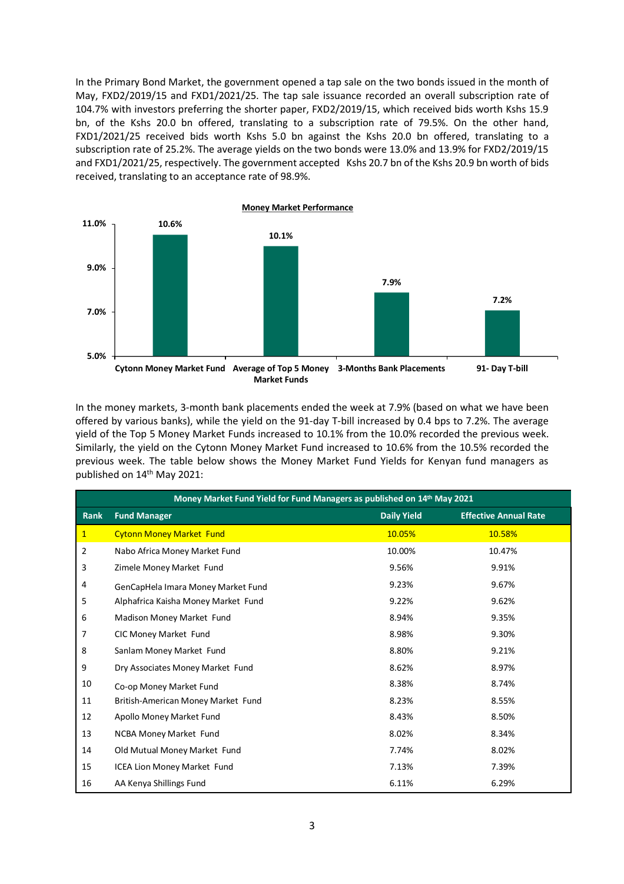In the Primary Bond Market, the government opened a tap sale on the two bonds issued in the month of May, FXD2/2019/15 and FXD1/2021/25. The tap sale issuance recorded an overall subscription rate of 104.7% with investors preferring the shorter paper, FXD2/2019/15, which received bids worth Kshs 15.9 bn, of the Kshs 20.0 bn offered, translating to a subscription rate of 79.5%. On the other hand, FXD1/2021/25 received bids worth Kshs 5.0 bn against the Kshs 20.0 bn offered, translating to a subscription rate of 25.2%. The average yields on the two bonds were 13.0% and 13.9% for FXD2/2019/15 and FXD1/2021/25, respectively. The government accepted Kshs 20.7 bn of the Kshs 20.9 bn worth of bids received, translating to an acceptance rate of 98.9%.

**Money Market Performance**

| Cytonn Money Market Fund | Average of Top 5 Money Market Funds | 3-Months Bank Placements | 91- Day T-bill |
|---|---|---|---|
| 10.6% | 10.1% | 7.9% | 7.2% |

In the money markets, 3-month bank placements ended the week at 7.9% (based on what we have been offered by various banks), while the yield on the 91-day T-bill increased by 0.4 bps to 7.2%. The average yield of the Top 5 Money Market Funds increased to 10.1% from the 10.0% recorded the previous week. Similarly, the yield on the Cytonn Money Market Fund increased to 10.6% from the 10.5% recorded the previous week. The table below shows the Money Market Fund Yields for Kenyan fund managers as published on 14th May 2021:

| Money Market Fund Yield for Fund Managers as published on 14th May 2021 | | | |
|---|---|---|---|
| **Rank** | **Fund Manager** | **Daily Yield** | **Effective Annual Rate** |
| 1 | Cytonn Money Market Fund | 10.05% | 10.58% |
| 2 | Nabo Africa Money Market Fund | 10.00% | 10.47% |
| 3 | Zimele Money Market Fund | 9.56% | 9.91% |
| 4 | GenCapHela Imara Money Market Fund | 9.23% | 9.67% |
| 5 | Alphafrica Kaisha Money Market Fund | 9.22% | 9.62% |
| 6 | Madison Money Market Fund | 8.94% | 9.35% |
| 7 | CIC Money Market Fund | 8.98% | 9.30% |
| 8 | Sanlam Money Market Fund | 8.80% | 9.21% |
| 9 | Dry Associates Money Market Fund | 8.62% | 8.97% |
| 10 | Co-op Money Market Fund | 8.38% | 8.74% |
| 11 | British-American Money Market Fund | 8.23% | 8.55% |
| 12 | Apollo Money Market Fund | 8.43% | 8.50% |
| 13 | NCBA Money Market Fund | 8.02% | 8.34% |
| 14 | Old Mutual Money Market Fund | 7.74% | 8.02% |
| 15 | ICEA Lion Money Market Fund | 7.13% | 7.39% |
| 16 | AA Kenya Shillings Fund | 6.11% | 6.29% |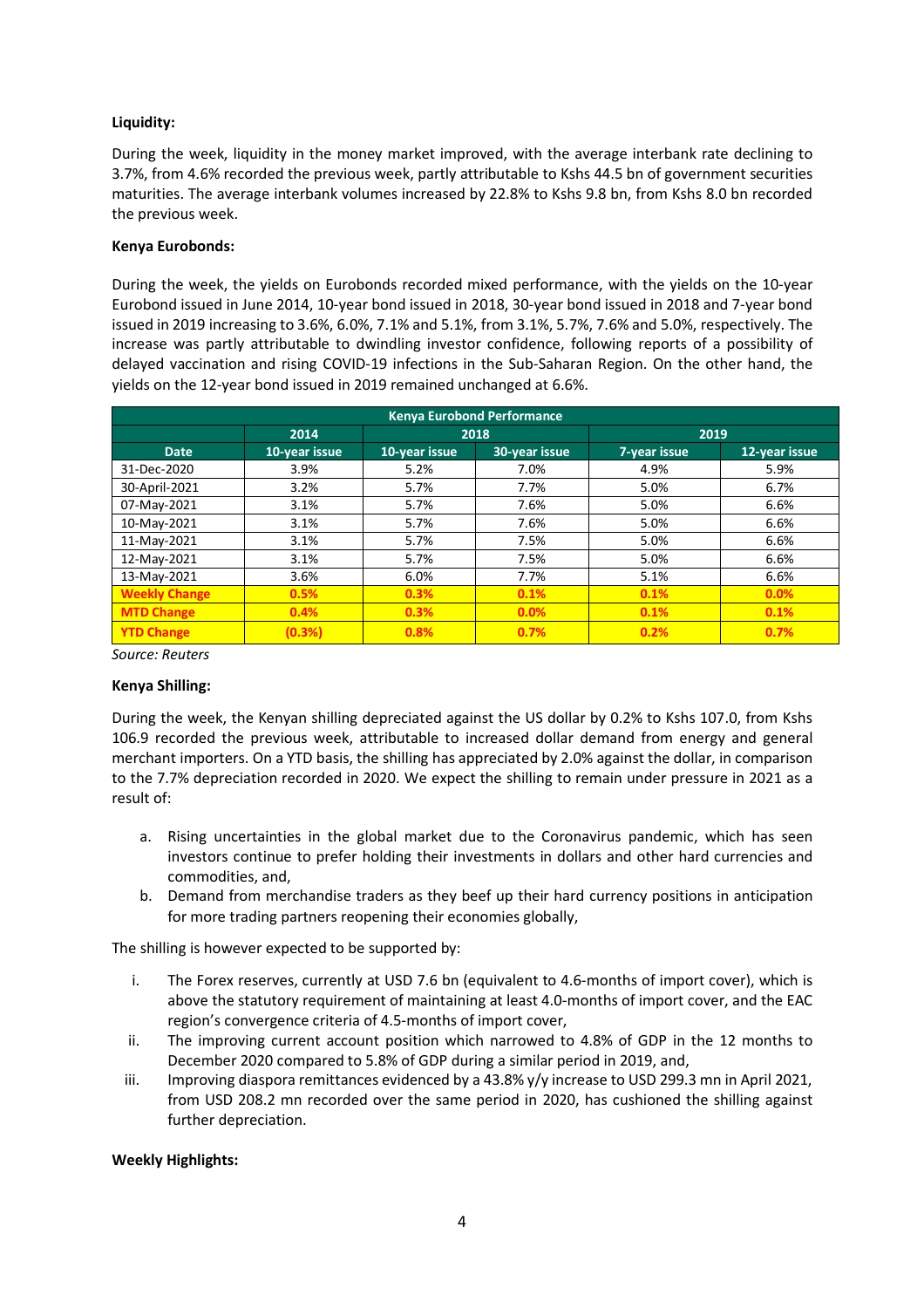**Liquidity:**

During the week, liquidity in the money market improved, with the average interbank rate declining to 3.7%, from 4.6% recorded the previous week, partly attributable to Kshs 44.5 bn of government securities maturities. The average interbank volumes increased by 22.8% to Kshs 9.8 bn, from Kshs 8.0 bn recorded the previous week.

**Kenya Eurobonds:**

During the week, the yields on Eurobonds recorded mixed performance, with the yields on the 10-year Eurobond issued in June 2014, 10-year bond issued in 2018, 30-year bond issued in 2018 and 7-year bond issued in 2019 increasing to 3.6%, 6.0%, 7.1% and 5.1%, from 3.1%, 5.7%, 7.6% and 5.0%, respectively. The increase was partly attributable to dwindling investor confidence, following reports of a possibility of delayed vaccination and rising COVID-19 infections in the Sub-Saharan Region. On the other hand, the yields on the 12-year bond issued in 2019 remained unchanged at 6.6%.

| Kenya Eurobond Performance | | | | | |
|---|---|---|---|---|---|
| | 2014 | 2018 | | 2019 | |
| Date | 10-year issue | 10-year issue | 30-year issue | 7-year issue | 12-year issue |
| 31-Dec-2020 | 3.9% | 5.2% | 7.0% | 4.9% | 5.9% |
| 30-April-2021 | 3.2% | 5.7% | 7.7% | 5.0% | 6.7% |
| 07-May-2021 | 3.1% | 5.7% | 7.6% | 5.0% | 6.6% |
| 10-May-2021 | 3.1% | 5.7% | 7.6% | 5.0% | 6.6% |
| 11-May-2021 | 3.1% | 5.7% | 7.5% | 5.0% | 6.6% |
| 12-May-2021 | 3.1% | 5.7% | 7.5% | 5.0% | 6.6% |
| 13-May-2021 | 3.6% | 6.0% | 7.7% | 5.1% | 6.6% |
| **Weekly Change** | **0.5%** | **0.3%** | **0.1%** | **0.1%** | **0.0%** |
| **MTD Change** | **0.4%** | **0.3%** | **0.0%** | **0.1%** | **0.1%** |
| **YTD Change** | **(0.3%)** | **0.8%** | **0.7%** | **0.2%** | **0.7%** |

*Source: Reuters*

**Kenya Shilling:**

During the week, the Kenyan shilling depreciated against the US dollar by 0.2% to Kshs 107.0, from Kshs 106.9 recorded the previous week, attributable to increased dollar demand from energy and general merchant importers. On a YTD basis, the shilling has appreciated by 2.0% against the dollar, in comparison to the 7.7% depreciation recorded in 2020. We expect the shilling to remain under pressure in 2021 as a result of:

a. Rising uncertainties in the global market due to the Coronavirus pandemic, which has seen investors continue to prefer holding their investments in dollars and other hard currencies and commodities, and,
b. Demand from merchandise traders as they beef up their hard currency positions in anticipation for more trading partners reopening their economies globally,

The shilling is however expected to be supported by:

i. The Forex reserves, currently at USD 7.6 bn (equivalent to 4.6-months of import cover), which is above the statutory requirement of maintaining at least 4.0-months of import cover, and the EAC region's convergence criteria of 4.5-months of import cover,
ii. The improving current account position which narrowed to 4.8% of GDP in the 12 months to December 2020 compared to 5.8% of GDP during a similar period in 2019, and,
iii. Improving diaspora remittances evidenced by a 43.8% y/y increase to USD 299.3 mn in April 2021, from USD 208.2 mn recorded over the same period in 2020, has cushioned the shilling against further depreciation.

**Weekly Highlights:**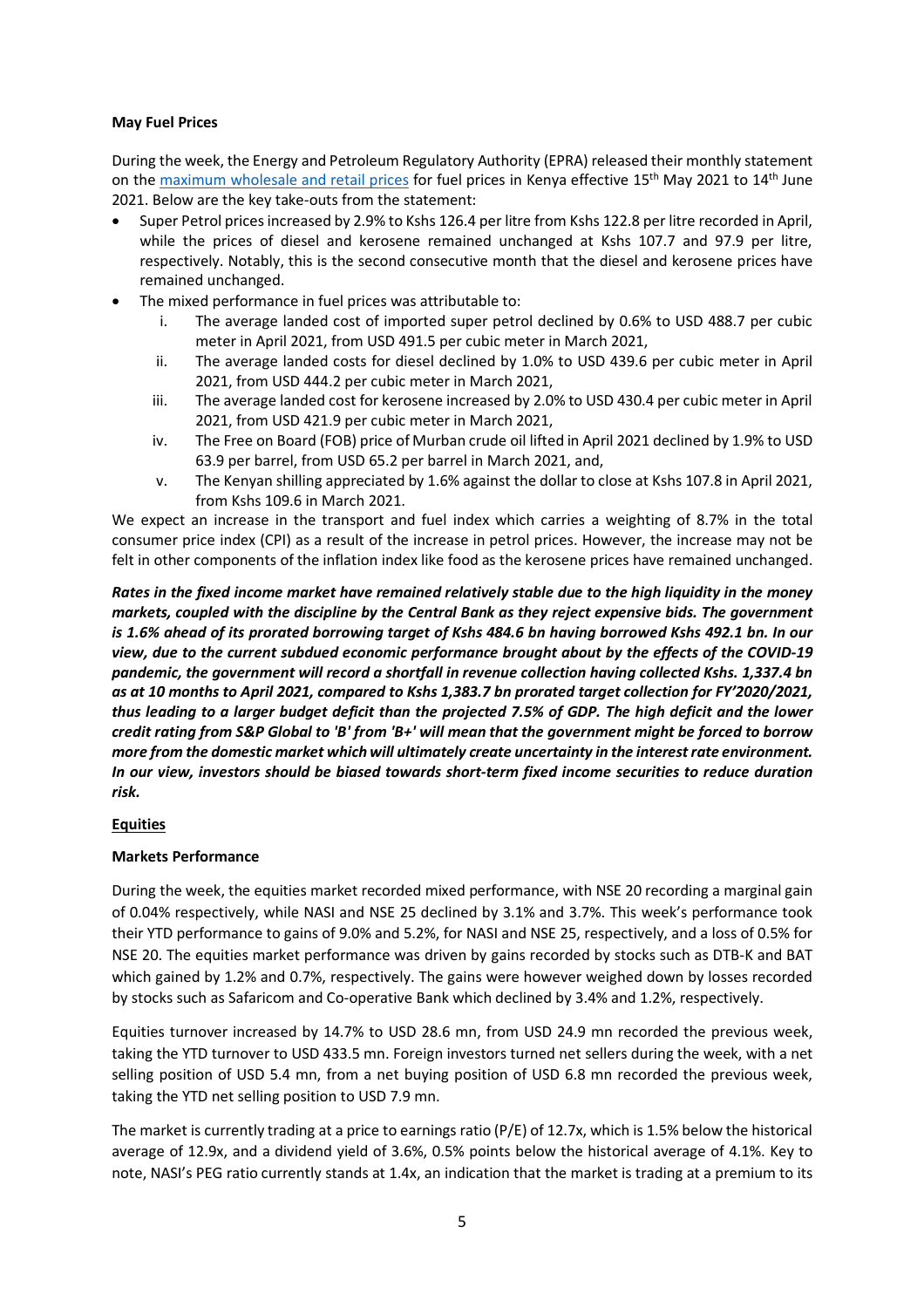**May Fuel Prices**

During the week, the Energy and Petroleum Regulatory Authority (EPRA) released their monthly statement on the [maximum wholesale and retail prices](#) for fuel prices in Kenya effective 15th May 2021 to 14th June 2021. Below are the key take-outs from the statement:

- Super Petrol prices increased by 2.9% to Kshs 126.4 per litre from Kshs 122.8 per litre recorded in April, while the prices of diesel and kerosene remained unchanged at Kshs 107.7 and 97.9 per litre, respectively. Notably, this is the second consecutive month that the diesel and kerosene prices have remained unchanged.
- The mixed performance in fuel prices was attributable to:
  1. The average landed cost of imported super petrol declined by 0.6% to USD 488.7 per cubic meter in April 2021, from USD 491.5 per cubic meter in March 2021,
  2. The average landed costs for diesel declined by 1.0% to USD 439.6 per cubic meter in April 2021, from USD 444.2 per cubic meter in March 2021,
  3. The average landed cost for kerosene increased by 2.0% to USD 430.4 per cubic meter in April 2021, from USD 421.9 per cubic meter in March 2021,
  4. The Free on Board (FOB) price of Murban crude oil lifted in April 2021 declined by 1.9% to USD 63.9 per barrel, from USD 65.2 per barrel in March 2021, and,
  5. The Kenyan shilling appreciated by 1.6% against the dollar to close at Kshs 107.8 in April 2021, from Kshs 109.6 in March 2021.

We expect an increase in the transport and fuel index which carries a weighting of 8.7% in the total consumer price index (CPI) as a result of the increase in petrol prices. However, the increase may not be felt in other components of the inflation index like food as the kerosene prices have remained unchanged.

***Rates in the fixed income market have remained relatively stable due to the high liquidity in the money markets, coupled with the discipline by the Central Bank as they reject expensive bids. The government is 1.6% ahead of its prorated borrowing target of Kshs 484.6 bn having borrowed Kshs 492.1 bn. In our view, due to the current subdued economic performance brought about by the effects of the COVID-19 pandemic, the government will record a shortfall in revenue collection having collected Kshs. 1,337.4 bn as at 10 months to April 2021, compared to Kshs 1,383.7 bn prorated target collection for FY'2020/2021, thus leading to a larger budget deficit than the projected 7.5% of GDP. The high deficit and the lower credit rating from S&P Global to 'B' from 'B+' will mean that the government might be forced to borrow more from the domestic market which will ultimately create uncertainty in the interest rate environment. In our view, investors should be biased towards short-term fixed income securities to reduce duration risk.***

## Equities

**Markets Performance**

During the week, the equities market recorded mixed performance, with NSE 20 recording a marginal gain of 0.04% respectively, while NASI and NSE 25 declined by 3.1% and 3.7%. This week's performance took their YTD performance to gains of 9.0% and 5.2%, for NASI and NSE 25, respectively, and a loss of 0.5% for NSE 20. The equities market performance was driven by gains recorded by stocks such as DTB-K and BAT which gained by 1.2% and 0.7%, respectively. The gains were however weighed down by losses recorded by stocks such as Safaricom and Co-operative Bank which declined by 3.4% and 1.2%, respectively.

Equities turnover increased by 14.7% to USD 28.6 mn, from USD 24.9 mn recorded the previous week, taking the YTD turnover to USD 433.5 mn. Foreign investors turned net sellers during the week, with a net selling position of USD 5.4 mn, from a net buying position of USD 6.8 mn recorded the previous week, taking the YTD net selling position to USD 7.9 mn.

The market is currently trading at a price to earnings ratio (P/E) of 12.7x, which is 1.5% below the historical average of 12.9x, and a dividend yield of 3.6%, 0.5% points below the historical average of 4.1%. Key to note, NASI's PEG ratio currently stands at 1.4x, an indication that the market is trading at a premium to its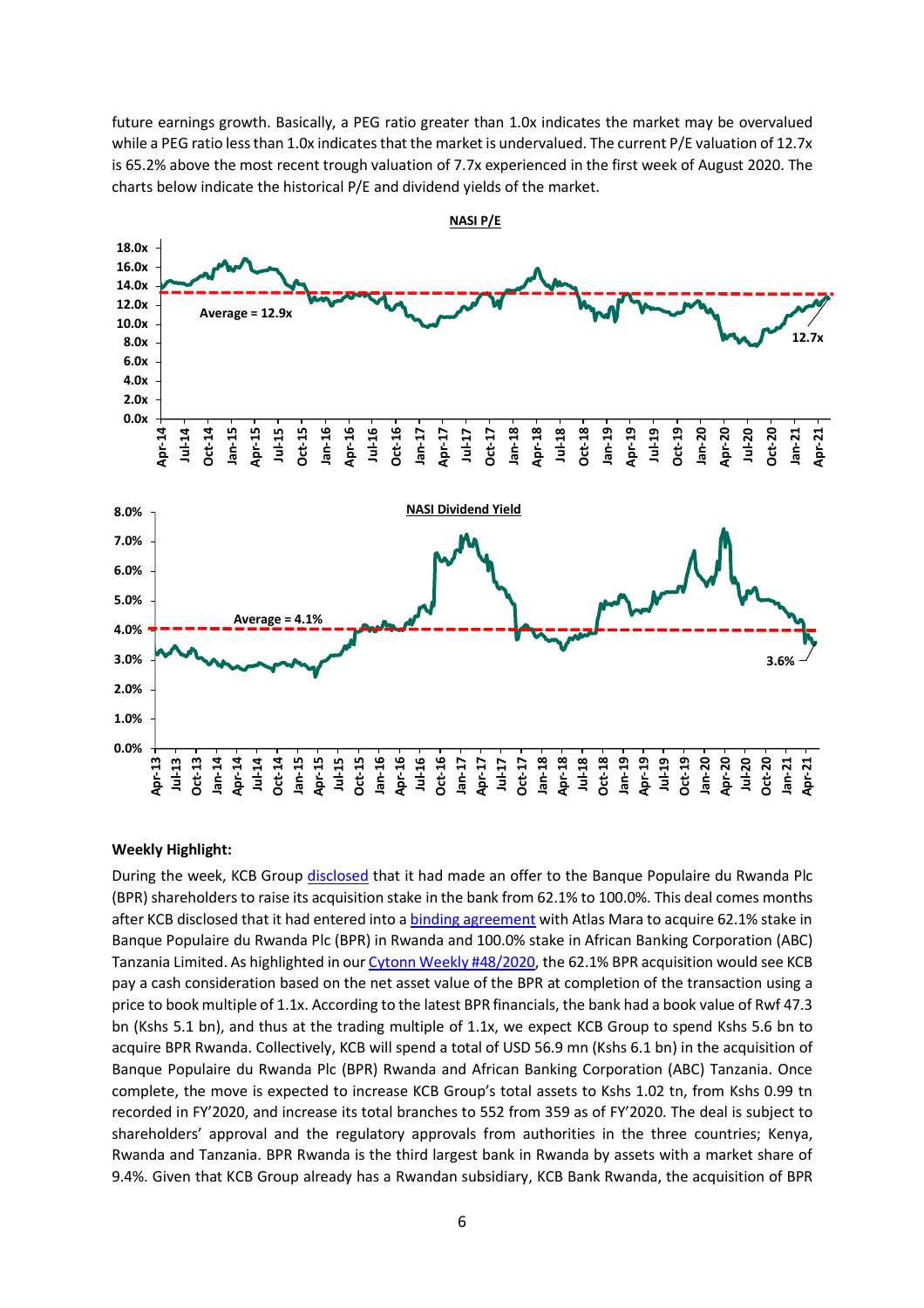future earnings growth. Basically, a PEG ratio greater than 1.0x indicates the market may be overvalued while a PEG ratio less than 1.0x indicates that the market is undervalued. The current P/E valuation of 12.7x is 65.2% above the most recent trough valuation of 7.7x experienced in the first week of August 2020. The charts below indicate the historical P/E and dividend yields of the market.

**NASI P/E**

**NASI Dividend Yield**

**Weekly Highlight:**

During the week, KCB Group disclosed that it had made an offer to the Banque Populaire du Rwanda Plc (BPR) shareholders to raise its acquisition stake in the bank from 62.1% to 100.0%. This deal comes months after KCB disclosed that it had entered into a binding agreement with Atlas Mara to acquire 62.1% stake in Banque Populaire du Rwanda Plc (BPR) in Rwanda and 100.0% stake in African Banking Corporation (ABC) Tanzania Limited. As highlighted in our Cytonn Weekly #48/2020, the 62.1% BPR acquisition would see KCB pay a cash consideration based on the net asset value of the BPR at completion of the transaction using a price to book multiple of 1.1x. According to the latest BPR financials, the bank had a book value of Rwf 47.3 bn (Kshs 5.1 bn), and thus at the trading multiple of 1.1x, we expect KCB Group to spend Kshs 5.6 bn to acquire BPR Rwanda. Collectively, KCB will spend a total of USD 56.9 mn (Kshs 6.1 bn) in the acquisition of Banque Populaire du Rwanda Plc (BPR) Rwanda and African Banking Corporation (ABC) Tanzania. Once complete, the move is expected to increase KCB Group's total assets to Kshs 1.02 tn, from Kshs 0.99 tn recorded in FY'2020, and increase its total branches to 552 from 359 as of FY'2020. The deal is subject to shareholders' approval and the regulatory approvals from authorities in the three countries; Kenya, Rwanda and Tanzania. BPR Rwanda is the third largest bank in Rwanda by assets with a market share of 9.4%. Given that KCB Group already has a Rwandan subsidiary, KCB Bank Rwanda, the acquisition of BPR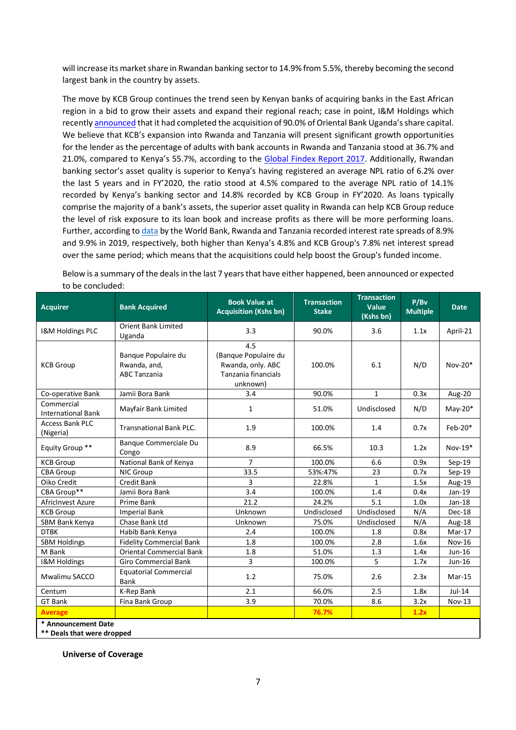will increase its market share in Rwandan banking sector to 14.9% from 5.5%, thereby becoming the second largest bank in the country by assets.

The move by KCB Group continues the trend seen by Kenyan banks of acquiring banks in the East African region in a bid to grow their assets and expand their regional reach; case in point, I&M Holdings which recently announced that it had completed the acquisition of 90.0% of Oriental Bank Uganda's share capital. We believe that KCB's expansion into Rwanda and Tanzania will present significant growth opportunities for the lender as the percentage of adults with bank accounts in Rwanda and Tanzania stood at 36.7% and 21.0%, compared to Kenya's 55.7%, according to the Global Findex Report 2017. Additionally, Rwandan banking sector's asset quality is superior to Kenya's having registered an average NPL ratio of 6.2% over the last 5 years and in FY'2020, the ratio stood at 4.5% compared to the average NPL ratio of 14.1% recorded by Kenya's banking sector and 14.8% recorded by KCB Group in FY'2020. As loans typically comprise the majority of a bank's assets, the superior asset quality in Rwanda can help KCB Group reduce the level of risk exposure to its loan book and increase profits as there will be more performing loans. Further, according to data by the World Bank, Rwanda and Tanzania recorded interest rate spreads of 8.9% and 9.9% in 2019, respectively, both higher than Kenya's 4.8% and KCB Group's 7.8% net interest spread over the same period; which means that the acquisitions could help boost the Group's funded income.

Below is a summary of the deals in the last 7 years that have either happened, been announced or expected to be concluded:

| Acquirer | Bank Acquired | Book Value at Acquisition (Kshs bn) | Transaction Stake | Transaction Value (Kshs bn) | P/Bv Multiple | Date |
|---|---|---|---|---|---|---|
| I&M Holdings PLC | Orient Bank Limited Uganda | 3.3 | 90.0% | 3.6 | 1.1x | April-21 |
| KCB Group | Banque Populaire du Rwanda, and, ABC Tanzania | 4.5 (Banque Populaire du Rwanda, only. ABC Tanzania financials unknown) | 100.0% | 6.1 | N/D | Nov-20* |
| Co-operative Bank | Jamii Bora Bank | 3.4 | 90.0% | 1 | 0.3x | Aug-20 |
| Commercial International Bank | Mayfair Bank Limited | 1 | 51.0% | Undisclosed | N/D | May-20* |
| Access Bank PLC (Nigeria) | Transnational Bank PLC. | 1.9 | 100.0% | 1.4 | 0.7x | Feb-20* |
| Equity Group ** | Banque Commerciale Du Congo | 8.9 | 66.5% | 10.3 | 1.2x | Nov-19* |
| KCB Group | National Bank of Kenya | 7 | 100.0% | 6.6 | 0.9x | Sep-19 |
| CBA Group | NIC Group | 33.5 | 53%:47% | 23 | 0.7x | Sep-19 |
| Oiko Credit | Credit Bank | 3 | 22.8% | 1 | 1.5x | Aug-19 |
| CBA Group** | Jamii Bora Bank | 3.4 | 100.0% | 1.4 | 0.4x | Jan-19 |
| AfricInvest Azure | Prime Bank | 21.2 | 24.2% | 5.1 | 1.0x | Jan-18 |
| KCB Group | Imperial Bank | Unknown | Undisclosed | Undisclosed | N/A | Dec-18 |
| SBM Bank Kenya | Chase Bank Ltd | Unknown | 75.0% | Undisclosed | N/A | Aug-18 |
| DTBK | Habib Bank Kenya | 2.4 | 100.0% | 1.8 | 0.8x | Mar-17 |
| SBM Holdings | Fidelity Commercial Bank | 1.8 | 100.0% | 2.8 | 1.6x | Nov-16 |
| M Bank | Oriental Commercial Bank | 1.8 | 51.0% | 1.3 | 1.4x | Jun-16 |
| I&M Holdings | Giro Commercial Bank | 3 | 100.0% | 5 | 1.7x | Jun-16 |
| Mwalimu SACCO | Equatorial Commercial Bank | 1.2 | 75.0% | 2.6 | 2.3x | Mar-15 |
| Centum | K-Rep Bank | 2.1 | 66.0% | 2.5 | 1.8x | Jul-14 |
| GT Bank | Fina Bank Group | 3.9 | 70.0% | 8.6 | 3.2x | Nov-13 |
| **Average** | | | **76.7%** | | **1.2x** | |

**\* Announcement Date**
**\*\* Deals that were dropped**

**Universe of Coverage**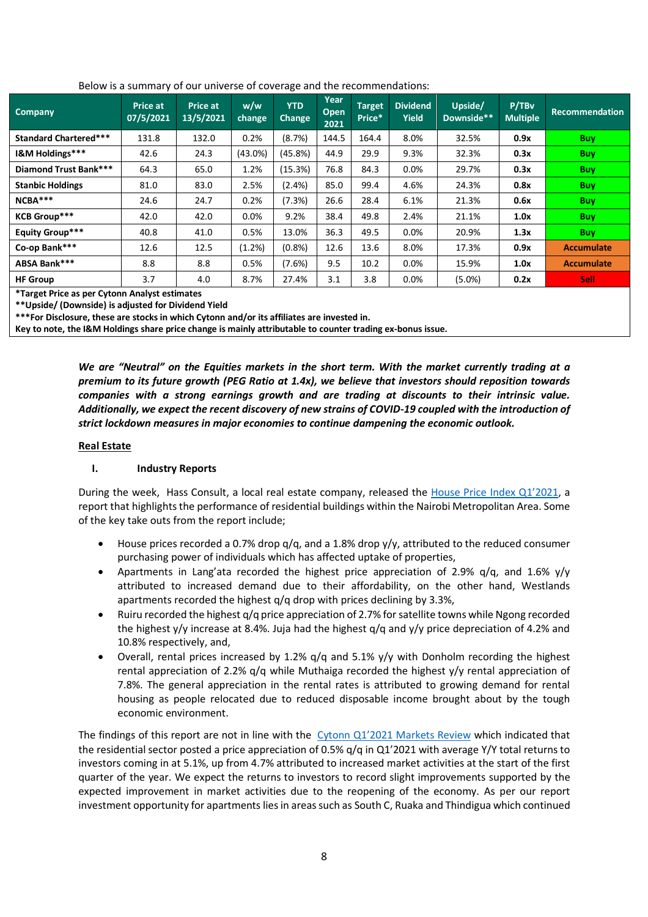Below is a summary of our universe of coverage and the recommendations:

| Company | Price at 07/5/2021 | Price at 13/5/2021 | w/w change | YTD Change | Year Open 2021 | Target Price* | Dividend Yield | Upside/ Downside** | P/TBv Multiple | Recommendation |
|---|---|---|---|---|---|---|---|---|---|---|
| **Standard Chartered*** ** | 131.8 | 132.0 | 0.2% | (8.7%) | 144.5 | 164.4 | 8.0% | 32.5% | **0.9x** | **Buy** |
| **I&M Holdings*** ** | 42.6 | 24.3 | (43.0%) | (45.8%) | 44.9 | 29.9 | 9.3% | 32.3% | **0.3x** | **Buy** |
| **Diamond Trust Bank*** ** | 64.3 | 65.0 | 1.2% | (15.3%) | 76.8 | 84.3 | 0.0% | 29.7% | **0.3x** | **Buy** |
| **Stanbic Holdings** | 81.0 | 83.0 | 2.5% | (2.4%) | 85.0 | 99.4 | 4.6% | 24.3% | **0.8x** | **Buy** |
| **NCBA*** ** | 24.6 | 24.7 | 0.2% | (7.3%) | 26.6 | 28.4 | 6.1% | 21.3% | **0.6x** | **Buy** |
| **KCB Group*** ** | 42.0 | 42.0 | 0.0% | 9.2% | 38.4 | 49.8 | 2.4% | 21.1% | **1.0x** | **Buy** |
| **Equity Group*** ** | 40.8 | 41.0 | 0.5% | 13.0% | 36.3 | 49.5 | 0.0% | 20.9% | **1.3x** | **Buy** |
| **Co-op Bank*** ** | 12.6 | 12.5 | (1.2%) | (0.8%) | 12.6 | 13.6 | 8.0% | 17.3% | **0.9x** | **Accumulate** |
| **ABSA Bank*** ** | 8.8 | 8.8 | 0.5% | (7.6%) | 9.5 | 10.2 | 0.0% | 15.9% | **1.0x** | **Accumulate** |
| **HF Group** | 3.7 | 4.0 | 8.7% | 27.4% | 3.1 | 3.8 | 0.0% | (5.0%) | **0.2x** | **Sell** |

**\*Target Price as per Cytonn Analyst estimates**
**\*\*Upside/ (Downside) is adjusted for Dividend Yield**
**\*\*\*For Disclosure, these are stocks in which Cytonn and/or its affiliates are invested in.**
**Key to note, the I&M Holdings share price change is mainly attributable to counter trading ex-bonus issue.**

***We are "Neutral" on the Equities markets in the short term. With the market currently trading at a premium to its future growth (PEG Ratio at 1.4x), we believe that investors should reposition towards companies with a strong earnings growth and are trading at discounts to their intrinsic value. Additionally, we expect the recent discovery of new strains of COVID-19 coupled with the introduction of strict lockdown measures in major economies to continue dampening the economic outlook.***

## Real Estate

### I. Industry Reports

During the week, Hass Consult, a local real estate company, released the House Price Index Q1'2021, a report that highlights the performance of residential buildings within the Nairobi Metropolitan Area. Some of the key take outs from the report include;

- House prices recorded a 0.7% drop q/q, and a 1.8% drop y/y, attributed to the reduced consumer purchasing power of individuals which has affected uptake of properties,
- Apartments in Lang'ata recorded the highest price appreciation of 2.9% q/q, and 1.6% y/y attributed to increased demand due to their affordability, on the other hand, Westlands apartments recorded the highest q/q drop with prices declining by 3.3%,
- Ruiru recorded the highest q/q price appreciation of 2.7% for satellite towns while Ngong recorded the highest y/y increase at 8.4%. Juja had the highest q/q and y/y price depreciation of 4.2% and 10.8% respectively, and,
- Overall, rental prices increased by 1.2% q/q and 5.1% y/y with Donholm recording the highest rental appreciation of 2.2% q/q while Muthaiga recorded the highest y/y rental appreciation of 7.8%. The general appreciation in the rental rates is attributed to growing demand for rental housing as people relocated due to reduced disposable income brought about by the tough economic environment.

The findings of this report are not in line with the Cytonn Q1'2021 Markets Review which indicated that the residential sector posted a price appreciation of 0.5% q/q in Q1'2021 with average Y/Y total returns to investors coming in at 5.1%, up from 4.7% attributed to increased market activities at the start of the first quarter of the year. We expect the returns to investors to record slight improvements supported by the expected improvement in market activities due to the reopening of the economy. As per our report investment opportunity for apartments lies in areas such as South C, Ruaka and Thindigua which continued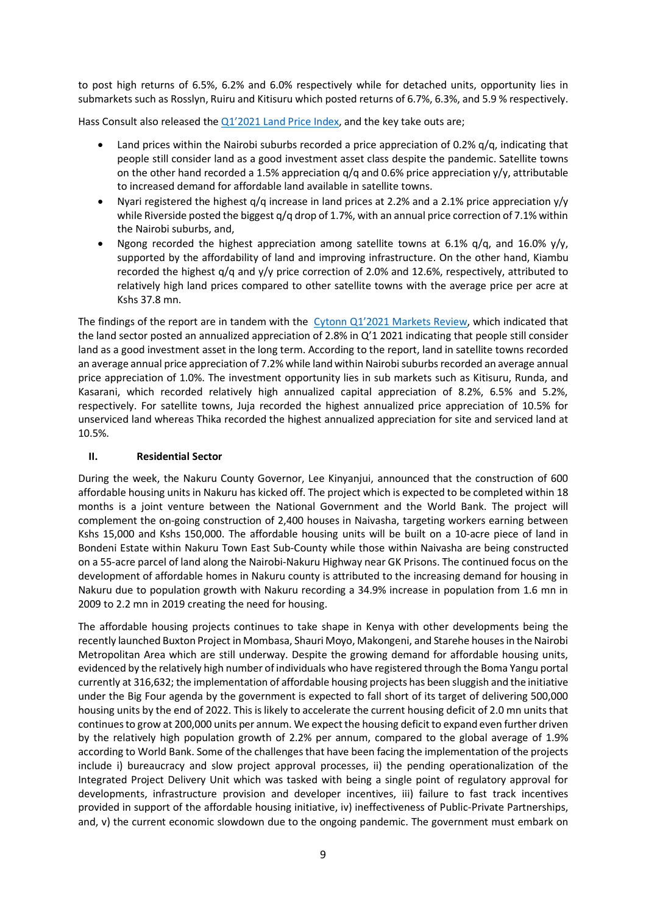to post high returns of 6.5%, 6.2% and 6.0% respectively while for detached units, opportunity lies in submarkets such as Rosslyn, Ruiru and Kitisuru which posted returns of 6.7%, 6.3%, and 5.9 % respectively.

Hass Consult also released the [Q1'2021 Land Price Index](), and the key take outs are;

- Land prices within the Nairobi suburbs recorded a price appreciation of 0.2% q/q, indicating that people still consider land as a good investment asset class despite the pandemic. Satellite towns on the other hand recorded a 1.5% appreciation q/q and 0.6% price appreciation y/y, attributable to increased demand for affordable land available in satellite towns.
- Nyari registered the highest q/q increase in land prices at 2.2% and a 2.1% price appreciation y/y while Riverside posted the biggest q/q drop of 1.7%, with an annual price correction of 7.1% within the Nairobi suburbs, and,
- Ngong recorded the highest appreciation among satellite towns at 6.1% q/q, and 16.0% y/y, supported by the affordability of land and improving infrastructure. On the other hand, Kiambu recorded the highest q/q and y/y price correction of 2.0% and 12.6%, respectively, attributed to relatively high land prices compared to other satellite towns with the average price per acre at Kshs 37.8 mn.

The findings of the report are in tandem with the [Cytonn Q1'2021 Markets Review](), which indicated that the land sector posted an annualized appreciation of 2.8% in Q'1 2021 indicating that people still consider land as a good investment asset in the long term. According to the report, land in satellite towns recorded an average annual price appreciation of 7.2% while land within Nairobi suburbs recorded an average annual price appreciation of 1.0%. The investment opportunity lies in sub markets such as Kitisuru, Runda, and Kasarani, which recorded relatively high annualized capital appreciation of 8.2%, 6.5% and 5.2%, respectively. For satellite towns, Juja recorded the highest annualized price appreciation of 10.5% for unserviced land whereas Thika recorded the highest annualized appreciation for site and serviced land at 10.5%.

### II. Residential Sector

During the week, the Nakuru County Governor, Lee Kinyanjui, announced that the construction of 600 affordable housing units in Nakuru has kicked off. The project which is expected to be completed within 18 months is a joint venture between the National Government and the World Bank. The project will complement the on-going construction of 2,400 houses in Naivasha, targeting workers earning between Kshs 15,000 and Kshs 150,000. The affordable housing units will be built on a 10-acre piece of land in Bondeni Estate within Nakuru Town East Sub-County while those within Naivasha are being constructed on a 55-acre parcel of land along the Nairobi-Nakuru Highway near GK Prisons. The continued focus on the development of affordable homes in Nakuru county is attributed to the increasing demand for housing in Nakuru due to population growth with Nakuru recording a 34.9% increase in population from 1.6 mn in 2009 to 2.2 mn in 2019 creating the need for housing.

The affordable housing projects continues to take shape in Kenya with other developments being the recently launched Buxton Project in Mombasa, Shauri Moyo, Makongeni, and Starehe houses in the Nairobi Metropolitan Area which are still underway. Despite the growing demand for affordable housing units, evidenced by the relatively high number of individuals who have registered through the Boma Yangu portal currently at 316,632; the implementation of affordable housing projects has been sluggish and the initiative under the Big Four agenda by the government is expected to fall short of its target of delivering 500,000 housing units by the end of 2022. This is likely to accelerate the current housing deficit of 2.0 mn units that continues to grow at 200,000 units per annum. We expect the housing deficit to expand even further driven by the relatively high population growth of 2.2% per annum, compared to the global average of 1.9% according to World Bank. Some of the challenges that have been facing the implementation of the projects include i) bureaucracy and slow project approval processes, ii) the pending operationalization of the Integrated Project Delivery Unit which was tasked with being a single point of regulatory approval for developments, infrastructure provision and developer incentives, iii) failure to fast track incentives provided in support of the affordable housing initiative, iv) ineffectiveness of Public-Private Partnerships, and, v) the current economic slowdown due to the ongoing pandemic. The government must embark on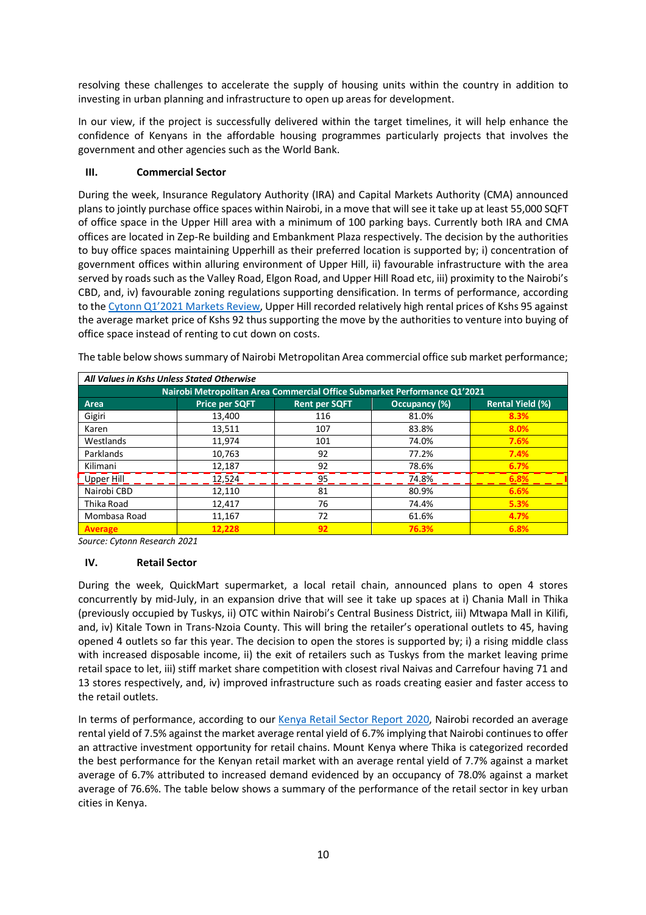resolving these challenges to accelerate the supply of housing units within the country in addition to investing in urban planning and infrastructure to open up areas for development.

In our view, if the project is successfully delivered within the target timelines, it will help enhance the confidence of Kenyans in the affordable housing programmes particularly projects that involves the government and other agencies such as the World Bank.

### III. Commercial Sector

During the week, Insurance Regulatory Authority (IRA) and Capital Markets Authority (CMA) announced plans to jointly purchase office spaces within Nairobi, in a move that will see it take up at least 55,000 SQFT of office space in the Upper Hill area with a minimum of 100 parking bays. Currently both IRA and CMA offices are located in Zep-Re building and Embankment Plaza respectively. The decision by the authorities to buy office spaces maintaining Upperhill as their preferred location is supported by; i) concentration of government offices within alluring environment of Upper Hill, ii) favourable infrastructure with the area served by roads such as the Valley Road, Elgon Road, and Upper Hill Road etc, iii) proximity to the Nairobi's CBD, and, iv) favourable zoning regulations supporting densification. In terms of performance, according to the [Cytonn Q1'2021 Markets Review](), Upper Hill recorded relatively high rental prices of Kshs 95 against the average market price of Kshs 92 thus supporting the move by the authorities to venture into buying of office space instead of renting to cut down on costs.

The table below shows summary of Nairobi Metropolitan Area commercial office sub market performance;

| *All Values in Kshs Unless Stated Otherwise* | | | | |
|---|---|---|---|---|
| **Nairobi Metropolitan Area Commercial Office Submarket Performance Q1'2021** | | | | |
| **Area** | **Price per SQFT** | **Rent per SQFT** | **Occupancy (%)** | **Rental Yield (%)** |
| Gigiri | 13,400 | 116 | 81.0% | 8.3% |
| Karen | 13,511 | 107 | 83.8% | 8.0% |
| Westlands | 11,974 | 101 | 74.0% | 7.6% |
| Parklands | 10,763 | 92 | 77.2% | 7.4% |
| Kilimani | 12,187 | 92 | 78.6% | 6.7% |
| Upper Hill | 12,524 | 95 | 74.8% | 6.8% |
| Nairobi CBD | 12,110 | 81 | 80.9% | 6.6% |
| Thika Road | 12,417 | 76 | 74.4% | 5.3% |
| Mombasa Road | 11,167 | 72 | 61.6% | 4.7% |
| **Average** | **12,228** | **92** | **76.3%** | **6.8%** |

*Source: Cytonn Research 2021*

### IV. Retail Sector

During the week, QuickMart supermarket, a local retail chain, announced plans to open 4 stores concurrently by mid-July, in an expansion drive that will see it take up spaces at i) Chania Mall in Thika (previously occupied by Tuskys, ii) OTC within Nairobi's Central Business District, iii) Mtwapa Mall in Kilifi, and, iv) Kitale Town in Trans-Nzoia County. This will bring the retailer's operational outlets to 45, having opened 4 outlets so far this year. The decision to open the stores is supported by; i) a rising middle class with increased disposable income, ii) the exit of retailers such as Tuskys from the market leaving prime retail space to let, iii) stiff market share competition with closest rival Naivas and Carrefour having 71 and 13 stores respectively, and, iv) improved infrastructure such as roads creating easier and faster access to the retail outlets.

In terms of performance, according to our [Kenya Retail Sector Report 2020](), Nairobi recorded an average rental yield of 7.5% against the market average rental yield of 6.7% implying that Nairobi continues to offer an attractive investment opportunity for retail chains. Mount Kenya where Thika is categorized recorded the best performance for the Kenyan retail market with an average rental yield of 7.7% against a market average of 6.7% attributed to increased demand evidenced by an occupancy of 78.0% against a market average of 76.6%. The table below shows a summary of the performance of the retail sector in key urban cities in Kenya.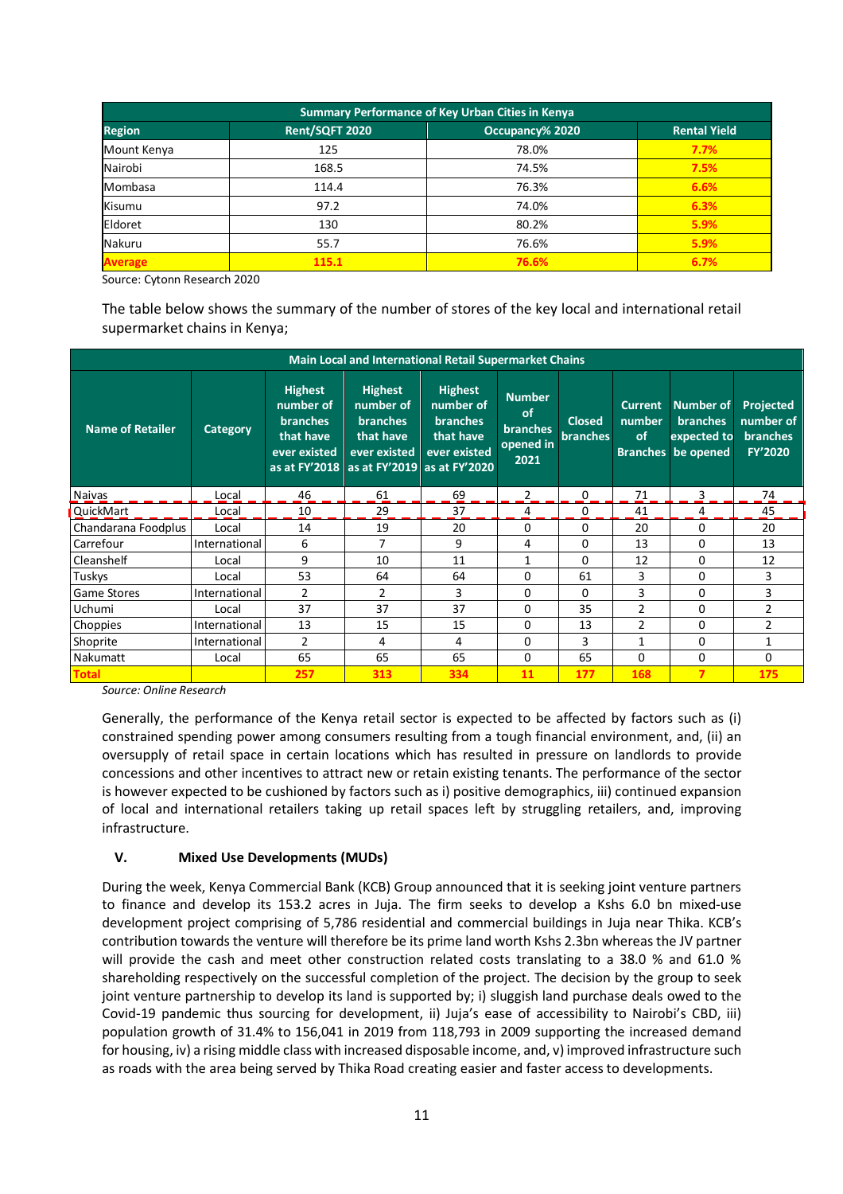| Summary Performance of Key Urban Cities in Kenya | | | |
|---|---|---|---|
| **Region** | **Rent/SQFT 2020** | **Occupancy% 2020** | **Rental Yield** |
| Mount Kenya | 125 | 78.0% | 7.7% |
| Nairobi | 168.5 | 74.5% | 7.5% |
| Mombasa | 114.4 | 76.3% | 6.6% |
| Kisumu | 97.2 | 74.0% | 6.3% |
| Eldoret | 130 | 80.2% | 5.9% |
| Nakuru | 55.7 | 76.6% | 5.9% |
| **Average** | **115.1** | **76.6%** | **6.7%** |

Source: Cytonn Research 2020

The table below shows the summary of the number of stores of the key local and international retail supermarket chains in Kenya;

| Main Local and International Retail Supermarket Chains | | | | | | | | | |
|---|---|---|---|---|---|---|---|---|---|
| **Name of Retailer** | **Category** | **Highest number of branches that have ever existed as at FY'2018** | **Highest number of branches that have ever existed as at FY'2019** | **Highest number of branches that have ever existed as at FY'2020** | **Number of branches opened in 2021** | **Closed branches** | **Current number of Branches** | **Number of branches expected to be opened** | **Projected number of branches FY'2020** |
| Naivas | Local | 46 | 61 | 69 | 2 | 0 | 71 | 3 | 74 |
| QuickMart | Local | 10 | 29 | 37 | 4 | 0 | 41 | 4 | 45 |
| Chandarana Foodplus | Local | 14 | 19 | 20 | 0 | 0 | 20 | 0 | 20 |
| Carrefour | International | 6 | 7 | 9 | 4 | 0 | 13 | 0 | 13 |
| Cleanshelf | Local | 9 | 10 | 11 | 1 | 0 | 12 | 0 | 12 |
| Tuskys | Local | 53 | 64 | 64 | 0 | 61 | 3 | 0 | 3 |
| Game Stores | International | 2 | 2 | 3 | 0 | 0 | 3 | 0 | 3 |
| Uchumi | Local | 37 | 37 | 37 | 0 | 35 | 2 | 0 | 2 |
| Choppies | International | 13 | 15 | 15 | 0 | 13 | 2 | 0 | 2 |
| Shoprite | International | 2 | 4 | 4 | 0 | 3 | 1 | 0 | 1 |
| Nakumatt | Local | 65 | 65 | 65 | 0 | 65 | 0 | 0 | 0 |
| **Total** | | **257** | **313** | **334** | **11** | **177** | **168** | **7** | **175** |

*Source: Online Research*

Generally, the performance of the Kenya retail sector is expected to be affected by factors such as (i) constrained spending power among consumers resulting from a tough financial environment, and, (ii) an oversupply of retail space in certain locations which has resulted in pressure on landlords to provide concessions and other incentives to attract new or retain existing tenants. The performance of the sector is however expected to be cushioned by factors such as i) positive demographics, iii) continued expansion of local and international retailers taking up retail spaces left by struggling retailers, and, improving infrastructure.

### V. Mixed Use Developments (MUDs)

During the week, Kenya Commercial Bank (KCB) Group announced that it is seeking joint venture partners to finance and develop its 153.2 acres in Juja. The firm seeks to develop a Kshs 6.0 bn mixed-use development project comprising of 5,786 residential and commercial buildings in Juja near Thika. KCB's contribution towards the venture will therefore be its prime land worth Kshs 2.3bn whereas the JV partner will provide the cash and meet other construction related costs translating to a 38.0 % and 61.0 % shareholding respectively on the successful completion of the project. The decision by the group to seek joint venture partnership to develop its land is supported by; i) sluggish land purchase deals owed to the Covid-19 pandemic thus sourcing for development, ii) Juja's ease of accessibility to Nairobi's CBD, iii) population growth of 31.4% to 156,041 in 2019 from 118,793 in 2009 supporting the increased demand for housing, iv) a rising middle class with increased disposable income, and, v) improved infrastructure such as roads with the area being served by Thika Road creating easier and faster access to developments.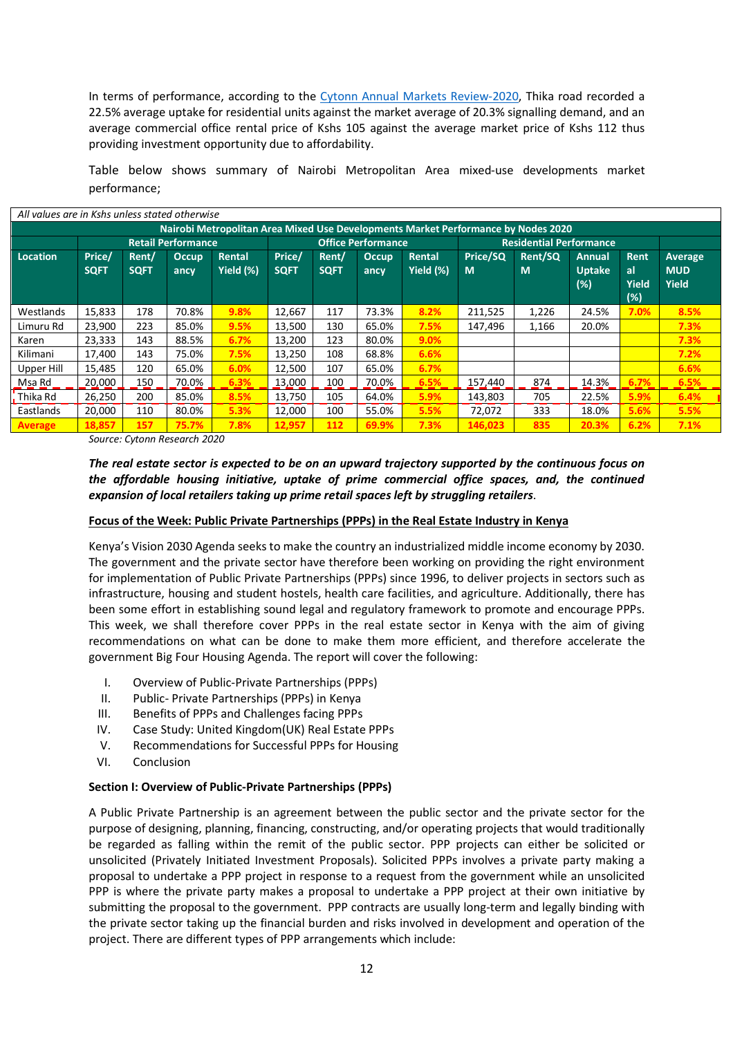In terms of performance, according to the Cytonn Annual Markets Review-2020, Thika road recorded a 22.5% average uptake for residential units against the market average of 20.3% signalling demand, and an average commercial office rental price of Kshs 105 against the average market price of Kshs 112 thus providing investment opportunity due to affordability.

Table below shows summary of Nairobi Metropolitan Area mixed-use developments market performance;

*All values are in Kshs unless stated otherwise*

| Nairobi Metropolitan Area Mixed Use Developments Market Performance by Nodes 2020 | | | | | | | | | | | | | | |
|---|---|---|---|---|---|---|---|---|---|---|---|---|---|---|
| | Retail Performance | | | | Office Performance | | | | Residential Performance | | | | | |
| Location | Price/ SQFT | Rent/ SQFT | Occupancy | Rental Yield (%) | Price/ SQFT | Rent/ SQFT | Occupancy | Rental Yield (%) | Price/SQM | Rent/SQM | Annual Uptake (%) | Rental Yield (%) | Average MUD Yield |
| Westlands | 15,833 | 178 | 70.8% | 9.8% | 12,667 | 117 | 73.3% | 8.2% | 211,525 | 1,226 | 24.5% | 7.0% | 8.5% |
| Limuru Rd | 23,900 | 223 | 85.0% | 9.5% | 13,500 | 130 | 65.0% | 7.5% | 147,496 | 1,166 | 20.0% | | 7.3% |
| Karen | 23,333 | 143 | 88.5% | 6.7% | 13,200 | 123 | 80.0% | 9.0% | | | | | 7.3% |
| Kilimani | 17,400 | 143 | 75.0% | 7.5% | 13,250 | 108 | 68.8% | 6.6% | | | | | 7.2% |
| Upper Hill | 15,485 | 120 | 65.0% | 6.0% | 12,500 | 107 | 65.0% | 6.7% | | | | | 6.6% |
| Msa Rd | 20,000 | 150 | 70.0% | 6.3% | 13,000 | 100 | 70.0% | 6.5% | 157,440 | 874 | 14.3% | 6.7% | 6.5% |
| Thika Rd | 26,250 | 200 | 85.0% | 8.5% | 13,750 | 105 | 64.0% | 5.9% | 143,803 | 705 | 22.5% | 5.9% | 6.4% |
| Eastlands | 20,000 | 110 | 80.0% | 5.3% | 12,000 | 100 | 55.0% | 5.5% | 72,072 | 333 | 18.0% | 5.6% | 5.5% |
| **Average** | **18,857** | **157** | **75.7%** | **7.8%** | **12,957** | **112** | **69.9%** | **7.3%** | **146,023** | **835** | **20.3%** | **6.2%** | **7.1%** |

*Source: Cytonn Research 2020*

***The real estate sector is expected to be on an upward trajectory supported by the continuous focus on the affordable housing initiative, uptake of prime commercial office spaces, and, the continued expansion of local retailers taking up prime retail spaces left by struggling retailers.***

## Focus of the Week: Public Private Partnerships (PPPs) in the Real Estate Industry in Kenya

Kenya's Vision 2030 Agenda seeks to make the country an industrialized middle income economy by 2030. The government and the private sector have therefore been working on providing the right environment for implementation of Public Private Partnerships (PPPs) since 1996, to deliver projects in sectors such as infrastructure, housing and student hostels, health care facilities, and agriculture. Additionally, there has been some effort in establishing sound legal and regulatory framework to promote and encourage PPPs. This week, we shall therefore cover PPPs in the real estate sector in Kenya with the aim of giving recommendations on what can be done to make them more efficient, and therefore accelerate the government Big Four Housing Agenda. The report will cover the following:

I. Overview of Public-Private Partnerships (PPPs)
II. Public- Private Partnerships (PPPs) in Kenya
III. Benefits of PPPs and Challenges facing PPPs
IV. Case Study: United Kingdom(UK) Real Estate PPPs
V. Recommendations for Successful PPPs for Housing
VI. Conclusion

### Section I: Overview of Public-Private Partnerships (PPPs)

A Public Private Partnership is an agreement between the public sector and the private sector for the purpose of designing, planning, financing, constructing, and/or operating projects that would traditionally be regarded as falling within the remit of the public sector. PPP projects can either be solicited or unsolicited (Privately Initiated Investment Proposals). Solicited PPPs involves a private party making a proposal to undertake a PPP project in response to a request from the government while an unsolicited PPP is where the private party makes a proposal to undertake a PPP project at their own initiative by submitting the proposal to the government. PPP contracts are usually long-term and legally binding with the private sector taking up the financial burden and risks involved in development and operation of the project. There are different types of PPP arrangements which include: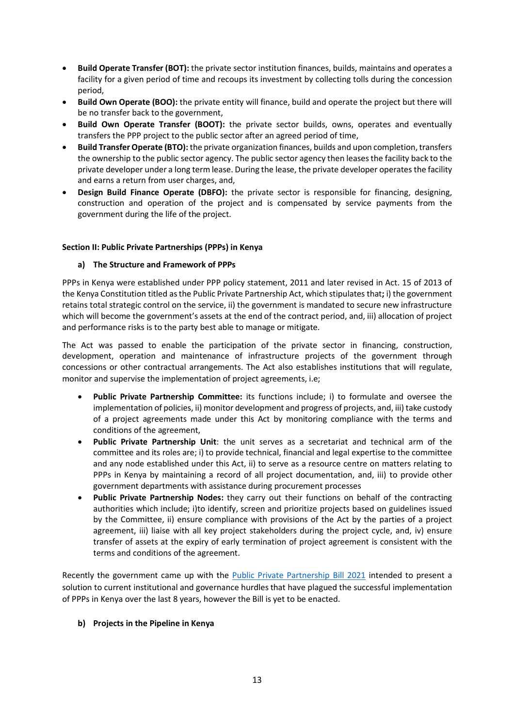- **Build Operate Transfer (BOT):** the private sector institution finances, builds, maintains and operates a facility for a given period of time and recoups its investment by collecting tolls during the concession period,
- **Build Own Operate (BOO):** the private entity will finance, build and operate the project but there will be no transfer back to the government,
- **Build Own Operate Transfer (BOOT):** the private sector builds, owns, operates and eventually transfers the PPP project to the public sector after an agreed period of time,
- **Build Transfer Operate (BTO):** the private organization finances, builds and upon completion, transfers the ownership to the public sector agency. The public sector agency then leases the facility back to the private developer under a long term lease. During the lease, the private developer operates the facility and earns a return from user charges, and,
- **Design Build Finance Operate (DBFO):** the private sector is responsible for financing, designing, construction and operation of the project and is compensated by service payments from the government during the life of the project.

## Section II: Public Private Partnerships (PPPs) in Kenya

### a) The Structure and Framework of PPPs

PPPs in Kenya were established under PPP policy statement, 2011 and later revised in Act. 15 of 2013 of the Kenya Constitution titled as the Public Private Partnership Act, which stipulates that**;** i) the government retains total strategic control on the service, ii) the government is mandated to secure new infrastructure which will become the government's assets at the end of the contract period, and, iii) allocation of project and performance risks is to the party best able to manage or mitigate.

The Act was passed to enable the participation of the private sector in financing, construction, development, operation and maintenance of infrastructure projects of the government through concessions or other contractual arrangements. The Act also establishes institutions that will regulate, monitor and supervise the implementation of project agreements, i.e;

- **Public Private Partnership Committee:** its functions include; i) to formulate and oversee the implementation of policies, ii) monitor development and progress of projects, and, iii) take custody of a project agreements made under this Act by monitoring compliance with the terms and conditions of the agreement,
- **Public Private Partnership Unit**: the unit serves as a secretariat and technical arm of the committee and its roles are; i) to provide technical, financial and legal expertise to the committee and any node established under this Act, ii) to serve as a resource centre on matters relating to PPPs in Kenya by maintaining a record of all project documentation, and, iii) to provide other government departments with assistance during procurement processes
- **Public Private Partnership Nodes:** they carry out their functions on behalf of the contracting authorities which include; i)to identify, screen and prioritize projects based on guidelines issued by the Committee, ii) ensure compliance with provisions of the Act by the parties of a project agreement, iii) liaise with all key project stakeholders during the project cycle, and, iv) ensure transfer of assets at the expiry of early termination of project agreement is consistent with the terms and conditions of the agreement.

Recently the government came up with the Public Private Partnership Bill 2021 intended to present a solution to current institutional and governance hurdles that have plagued the successful implementation of PPPs in Kenya over the last 8 years, however the Bill is yet to be enacted.

### b) Projects in the Pipeline in Kenya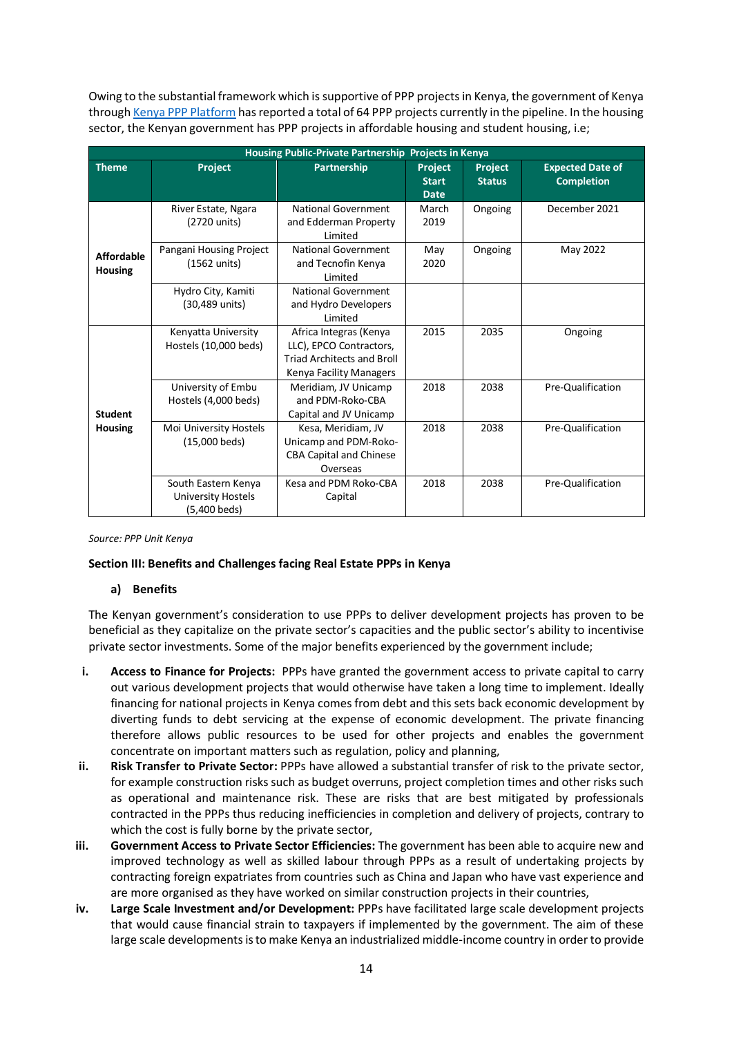Owing to the substantial framework which is supportive of PPP projects in Kenya, the government of Kenya through [Kenya PPP Platform](#) has reported a total of 64 PPP projects currently in the pipeline. In the housing sector, the Kenyan government has PPP projects in affordable housing and student housing, i.e;

| Housing Public-Private Partnership Projects in Kenya | | | | | |
|---|---|---|---|---|---|
| **Theme** | **Project** | **Partnership** | **Project Start Date** | **Project Status** | **Expected Date of Completion** |
| **Affordable Housing** | River Estate, Ngara (2720 units) | National Government and Edderman Property Limited | March 2019 | Ongoing | December 2021 |
| | Pangani Housing Project (1562 units) | National Government and Tecnofin Kenya Limited | May 2020 | Ongoing | May 2022 |
| | Hydro City, Kamiti (30,489 units) | National Government and Hydro Developers Limited | | | |
| **Student Housing** | Kenyatta University Hostels (10,000 beds) | Africa Integras (Kenya LLC), EPCO Contractors, Triad Architects and Broll Kenya Facility Managers | 2015 | 2035 | Ongoing |
| | University of Embu Hostels (4,000 beds) | Meridiam, JV Unicamp and PDM-Roko-CBA Capital and JV Unicamp | 2018 | 2038 | Pre-Qualification |
| | Moi University Hostels (15,000 beds) | Kesa, Meridiam, JV Unicamp and PDM-Roko-CBA Capital and Chinese Overseas | 2018 | 2038 | Pre-Qualification |
| | South Eastern Kenya University Hostels (5,400 beds) | Kesa and PDM Roko-CBA Capital | 2018 | 2038 | Pre-Qualification |

*Source: PPP Unit Kenya*

**Section III: Benefits and Challenges facing Real Estate PPPs in Kenya**

**a) Benefits**

The Kenyan government's consideration to use PPPs to deliver development projects has proven to be beneficial as they capitalize on the private sector's capacities and the public sector's ability to incentivise private sector investments. Some of the major benefits experienced by the government include;

i. **Access to Finance for Projects:** PPPs have granted the government access to private capital to carry out various development projects that would otherwise have taken a long time to implement. Ideally financing for national projects in Kenya comes from debt and this sets back economic development by diverting funds to debt servicing at the expense of economic development. The private financing therefore allows public resources to be used for other projects and enables the government concentrate on important matters such as regulation, policy and planning,

ii. **Risk Transfer to Private Sector:** PPPs have allowed a substantial transfer of risk to the private sector, for example construction risks such as budget overruns, project completion times and other risks such as operational and maintenance risk. These are risks that are best mitigated by professionals contracted in the PPPs thus reducing inefficiencies in completion and delivery of projects, contrary to which the cost is fully borne by the private sector,

iii. **Government Access to Private Sector Efficiencies:** The government has been able to acquire new and improved technology as well as skilled labour through PPPs as a result of undertaking projects by contracting foreign expatriates from countries such as China and Japan who have vast experience and are more organised as they have worked on similar construction projects in their countries,

iv. **Large Scale Investment and/or Development:** PPPs have facilitated large scale development projects that would cause financial strain to taxpayers if implemented by the government. The aim of these large scale developments is to make Kenya an industrialized middle-income country in order to provide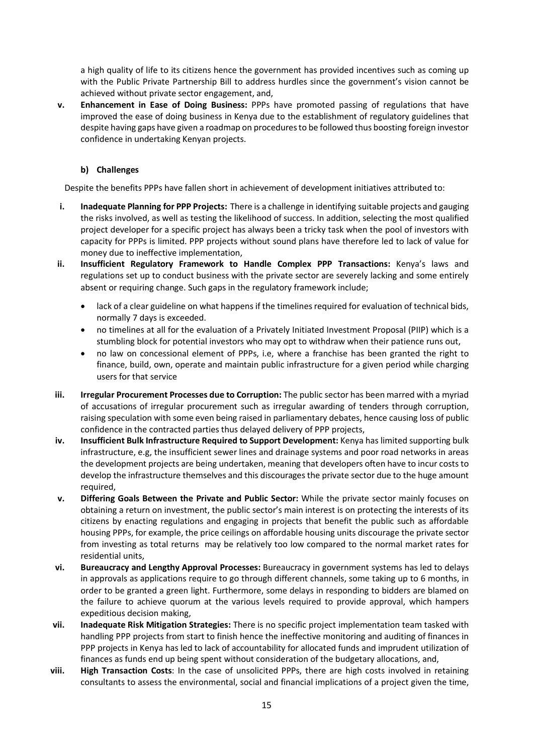a high quality of life to its citizens hence the government has provided incentives such as coming up with the Public Private Partnership Bill to address hurdles since the government's vision cannot be achieved without private sector engagement, and,

v. **Enhancement in Ease of Doing Business:** PPPs have promoted passing of regulations that have improved the ease of doing business in Kenya due to the establishment of regulatory guidelines that despite having gaps have given a roadmap on procedures to be followed thus boosting foreign investor confidence in undertaking Kenyan projects.

#### b) Challenges

Despite the benefits PPPs have fallen short in achievement of development initiatives attributed to:

i. **Inadequate Planning for PPP Projects:** There is a challenge in identifying suitable projects and gauging the risks involved, as well as testing the likelihood of success. In addition, selecting the most qualified project developer for a specific project has always been a tricky task when the pool of investors with capacity for PPPs is limited. PPP projects without sound plans have therefore led to lack of value for money due to ineffective implementation,

ii. **Insufficient Regulatory Framework to Handle Complex PPP Transactions:** Kenya's laws and regulations set up to conduct business with the private sector are severely lacking and some entirely absent or requiring change. Such gaps in the regulatory framework include;

   - lack of a clear guideline on what happens if the timelines required for evaluation of technical bids, normally 7 days is exceeded.
   - no timelines at all for the evaluation of a Privately Initiated Investment Proposal (PIIP) which is a stumbling block for potential investors who may opt to withdraw when their patience runs out,
   - no law on concessional element of PPPs, i.e, where a franchise has been granted the right to finance, build, own, operate and maintain public infrastructure for a given period while charging users for that service

iii. **Irregular Procurement Processes due to Corruption:** The public sector has been marred with a myriad of accusations of irregular procurement such as irregular awarding of tenders through corruption, raising speculation with some even being raised in parliamentary debates, hence causing loss of public confidence in the contracted parties thus delayed delivery of PPP projects,

iv. **Insufficient Bulk Infrastructure Required to Support Development:** Kenya has limited supporting bulk infrastructure, e.g, the insufficient sewer lines and drainage systems and poor road networks in areas the development projects are being undertaken, meaning that developers often have to incur costs to develop the infrastructure themselves and this discourages the private sector due to the huge amount required,

v. **Differing Goals Between the Private and Public Sector:** While the private sector mainly focuses on obtaining a return on investment, the public sector's main interest is on protecting the interests of its citizens by enacting regulations and engaging in projects that benefit the public such as affordable housing PPPs, for example, the price ceilings on affordable housing units discourage the private sector from investing as total returns may be relatively too low compared to the normal market rates for residential units,

vi. **Bureaucracy and Lengthy Approval Processes:** Bureaucracy in government systems has led to delays in approvals as applications require to go through different channels, some taking up to 6 months, in order to be granted a green light. Furthermore, some delays in responding to bidders are blamed on the failure to achieve quorum at the various levels required to provide approval, which hampers expeditious decision making,

vii. **Inadequate Risk Mitigation Strategies:** There is no specific project implementation team tasked with handling PPP projects from start to finish hence the ineffective monitoring and auditing of finances in PPP projects in Kenya has led to lack of accountability for allocated funds and imprudent utilization of finances as funds end up being spent without consideration of the budgetary allocations, and,

viii. **High Transaction Costs**: In the case of unsolicited PPPs, there are high costs involved in retaining consultants to assess the environmental, social and financial implications of a project given the time,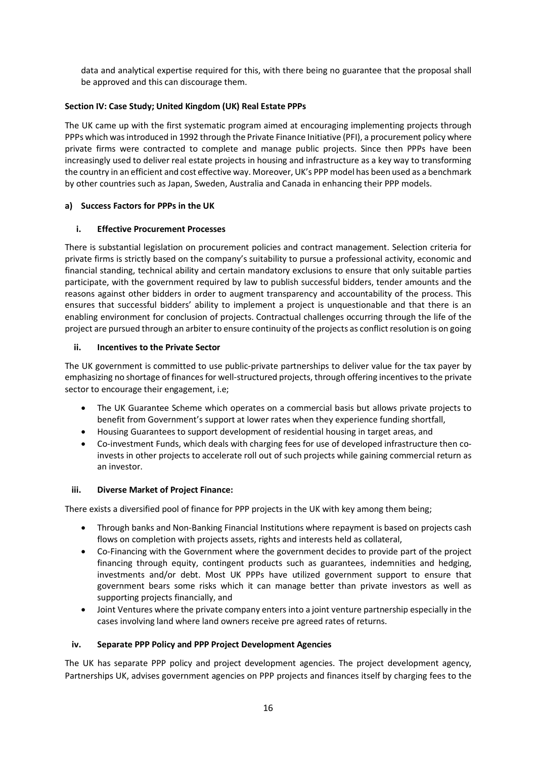data and analytical expertise required for this, with there being no guarantee that the proposal shall be approved and this can discourage them.

**Section IV: Case Study; United Kingdom (UK) Real Estate PPPs**

The UK came up with the first systematic program aimed at encouraging implementing projects through PPPs which was introduced in 1992 through the Private Finance Initiative (PFI), a procurement policy where private firms were contracted to complete and manage public projects. Since then PPPs have been increasingly used to deliver real estate projects in housing and infrastructure as a key way to transforming the country in an efficient and cost effective way. Moreover, UK's PPP model has been used as a benchmark by other countries such as Japan, Sweden, Australia and Canada in enhancing their PPP models.

**a) Success Factors for PPPs in the UK**

**i. Effective Procurement Processes**

There is substantial legislation on procurement policies and contract management. Selection criteria for private firms is strictly based on the company's suitability to pursue a professional activity, economic and financial standing, technical ability and certain mandatory exclusions to ensure that only suitable parties participate, with the government required by law to publish successful bidders, tender amounts and the reasons against other bidders in order to augment transparency and accountability of the process. This ensures that successful bidders' ability to implement a project is unquestionable and that there is an enabling environment for conclusion of projects. Contractual challenges occurring through the life of the project are pursued through an arbiter to ensure continuity of the projects as conflict resolution is on going

**ii. Incentives to the Private Sector**

The UK government is committed to use public-private partnerships to deliver value for the tax payer by emphasizing no shortage of finances for well-structured projects, through offering incentives to the private sector to encourage their engagement, i.e;

- The UK Guarantee Scheme which operates on a commercial basis but allows private projects to benefit from Government's support at lower rates when they experience funding shortfall,
- Housing Guarantees to support development of residential housing in target areas, and
- Co-investment Funds, which deals with charging fees for use of developed infrastructure then co-invests in other projects to accelerate roll out of such projects while gaining commercial return as an investor.

**iii. Diverse Market of Project Finance:**

There exists a diversified pool of finance for PPP projects in the UK with key among them being;

- Through banks and Non-Banking Financial Institutions where repayment is based on projects cash flows on completion with projects assets, rights and interests held as collateral,
- Co-Financing with the Government where the government decides to provide part of the project financing through equity, contingent products such as guarantees, indemnities and hedging, investments and/or debt. Most UK PPPs have utilized government support to ensure that government bears some risks which it can manage better than private investors as well as supporting projects financially, and
- Joint Ventures where the private company enters into a joint venture partnership especially in the cases involving land where land owners receive pre agreed rates of returns.

**iv. Separate PPP Policy and PPP Project Development Agencies**

The UK has separate PPP policy and project development agencies. The project development agency, Partnerships UK, advises government agencies on PPP projects and finances itself by charging fees to the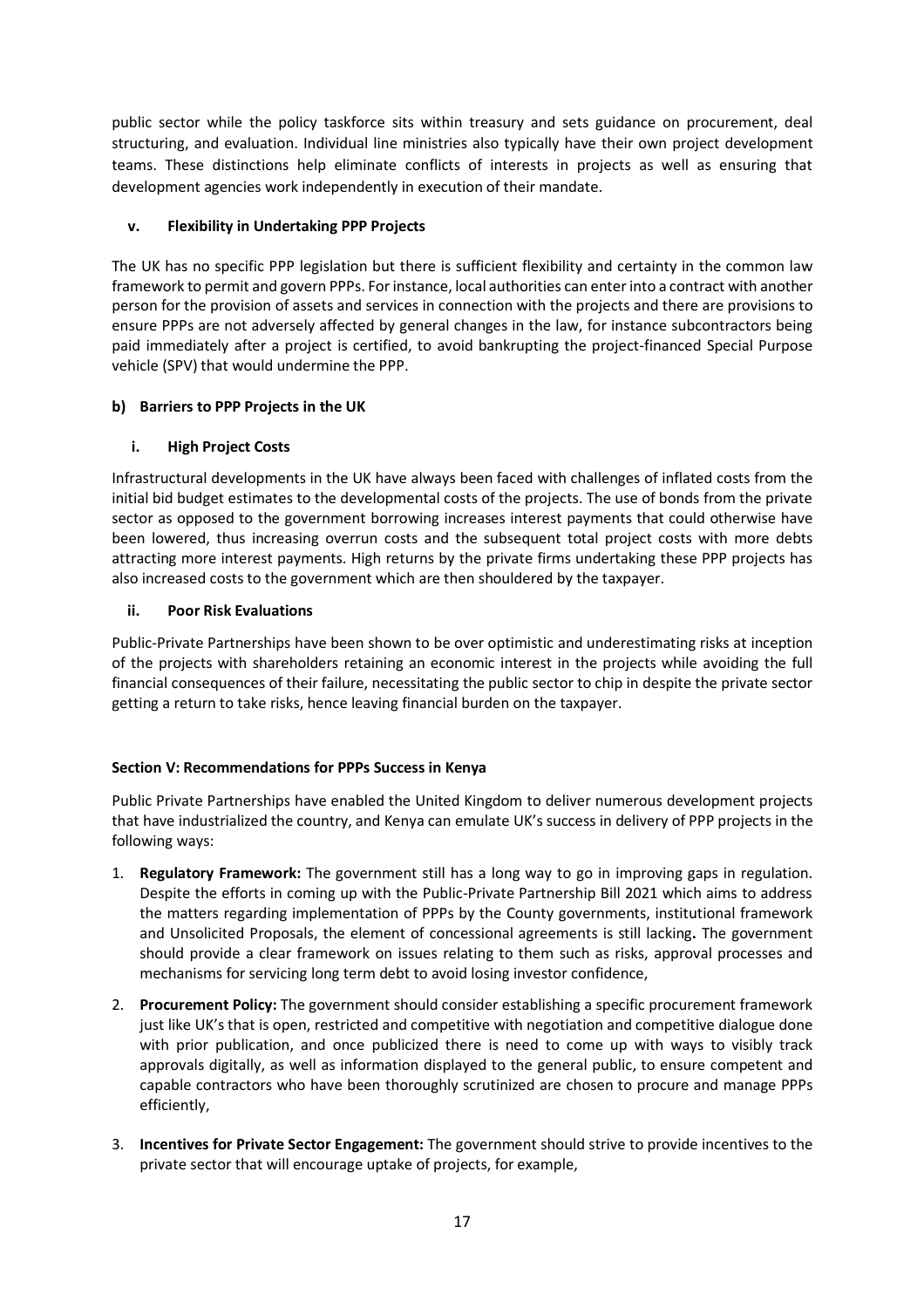public sector while the policy taskforce sits within treasury and sets guidance on procurement, deal structuring, and evaluation. Individual line ministries also typically have their own project development teams. These distinctions help eliminate conflicts of interests in projects as well as ensuring that development agencies work independently in execution of their mandate.

#### v. Flexibility in Undertaking PPP Projects

The UK has no specific PPP legislation but there is sufficient flexibility and certainty in the common law framework to permit and govern PPPs. For instance, local authorities can enter into a contract with another person for the provision of assets and services in connection with the projects and there are provisions to ensure PPPs are not adversely affected by general changes in the law, for instance subcontractors being paid immediately after a project is certified, to avoid bankrupting the project-financed Special Purpose vehicle (SPV) that would undermine the PPP.

### b) Barriers to PPP Projects in the UK

#### i. High Project Costs

Infrastructural developments in the UK have always been faced with challenges of inflated costs from the initial bid budget estimates to the developmental costs of the projects. The use of bonds from the private sector as opposed to the government borrowing increases interest payments that could otherwise have been lowered, thus increasing overrun costs and the subsequent total project costs with more debts attracting more interest payments. High returns by the private firms undertaking these PPP projects has also increased costs to the government which are then shouldered by the taxpayer.

#### ii. Poor Risk Evaluations

Public-Private Partnerships have been shown to be over optimistic and underestimating risks at inception of the projects with shareholders retaining an economic interest in the projects while avoiding the full financial consequences of their failure, necessitating the public sector to chip in despite the private sector getting a return to take risks, hence leaving financial burden on the taxpayer.

## Section V: Recommendations for PPPs Success in Kenya

Public Private Partnerships have enabled the United Kingdom to deliver numerous development projects that have industrialized the country, and Kenya can emulate UK's success in delivery of PPP projects in the following ways:

1. **Regulatory Framework:** The government still has a long way to go in improving gaps in regulation. Despite the efforts in coming up with the Public-Private Partnership Bill 2021 which aims to address the matters regarding implementation of PPPs by the County governments, institutional framework and Unsolicited Proposals, the element of concessional agreements is still lacking**.** The government should provide a clear framework on issues relating to them such as risks, approval processes and mechanisms for servicing long term debt to avoid losing investor confidence,
2. **Procurement Policy:** The government should consider establishing a specific procurement framework just like UK's that is open, restricted and competitive with negotiation and competitive dialogue done with prior publication, and once publicized there is need to come up with ways to visibly track approvals digitally, as well as information displayed to the general public, to ensure competent and capable contractors who have been thoroughly scrutinized are chosen to procure and manage PPPs efficiently,
3. **Incentives for Private Sector Engagement:** The government should strive to provide incentives to the private sector that will encourage uptake of projects, for example,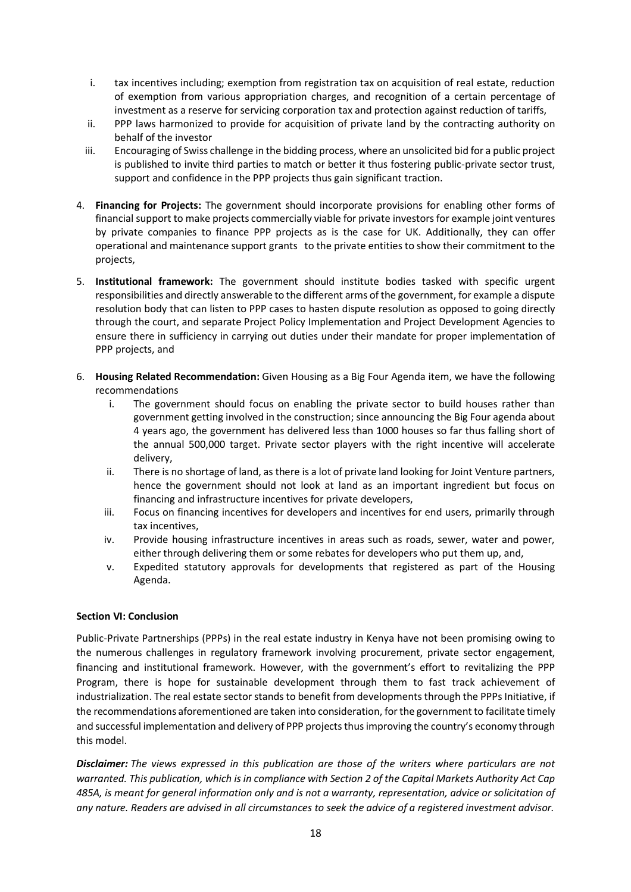i. tax incentives including; exemption from registration tax on acquisition of real estate, reduction of exemption from various appropriation charges, and recognition of a certain percentage of investment as a reserve for servicing corporation tax and protection against reduction of tariffs,
   ii. PPP laws harmonized to provide for acquisition of private land by the contracting authority on behalf of the investor
   iii. Encouraging of Swiss challenge in the bidding process, where an unsolicited bid for a public project is published to invite third parties to match or better it thus fostering public-private sector trust, support and confidence in the PPP projects thus gain significant traction.

4. **Financing for Projects:** The government should incorporate provisions for enabling other forms of financial support to make projects commercially viable for private investors for example joint ventures by private companies to finance PPP projects as is the case for UK. Additionally, they can offer operational and maintenance support grants to the private entities to show their commitment to the projects,

5. **Institutional framework:** The government should institute bodies tasked with specific urgent responsibilities and directly answerable to the different arms of the government, for example a dispute resolution body that can listen to PPP cases to hasten dispute resolution as opposed to going directly through the court, and separate Project Policy Implementation and Project Development Agencies to ensure there in sufficiency in carrying out duties under their mandate for proper implementation of PPP projects, and

6. **Housing Related Recommendation:** Given Housing as a Big Four Agenda item, we have the following recommendations
   i. The government should focus on enabling the private sector to build houses rather than government getting involved in the construction; since announcing the Big Four agenda about 4 years ago, the government has delivered less than 1000 houses so far thus falling short of the annual 500,000 target. Private sector players with the right incentive will accelerate delivery,
   ii. There is no shortage of land, as there is a lot of private land looking for Joint Venture partners, hence the government should not look at land as an important ingredient but focus on financing and infrastructure incentives for private developers,
   iii. Focus on financing incentives for developers and incentives for end users, primarily through tax incentives,
   iv. Provide housing infrastructure incentives in areas such as roads, sewer, water and power, either through delivering them or some rebates for developers who put them up, and,
   v. Expedited statutory approvals for developments that registered as part of the Housing Agenda.

**Section VI: Conclusion**

Public-Private Partnerships (PPPs) in the real estate industry in Kenya have not been promising owing to the numerous challenges in regulatory framework involving procurement, private sector engagement, financing and institutional framework. However, with the government's effort to revitalizing the PPP Program, there is hope for sustainable development through them to fast track achievement of industrialization. The real estate sector stands to benefit from developments through the PPPs Initiative, if the recommendations aforementioned are taken into consideration, for the government to facilitate timely and successful implementation and delivery of PPP projects thus improving the country's economy through this model.

***Disclaimer:*** *The views expressed in this publication are those of the writers where particulars are not warranted. This publication, which is in compliance with Section 2 of the Capital Markets Authority Act Cap 485A, is meant for general information only and is not a warranty, representation, advice or solicitation of any nature. Readers are advised in all circumstances to seek the advice of a registered investment advisor.*